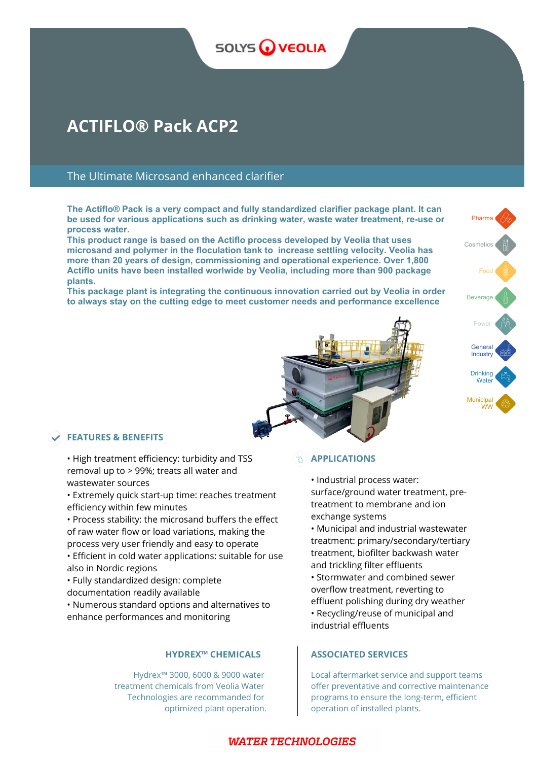SOLYS VEOLIA

# ACTIFLO® Pack ACP2

## The Ultimate Microsand enhanced clarifier

**The Actiflo® Pack is a very compact and fully standardized clarifier package plant. It can be used for various applications such as drinking water, waste water treatment, re-use or process water.**
**This product range is based on the Actiflo process developed by Veolia that uses microsand and polymer in the floculation tank to increase settling velocity. Veolia has more than 20 years of design, commissioning and operational experience. Over 1,800 Actiflo units have been installed worlwide by Veolia, including more than 900 package plants.**
**This package plant is integrating the continuous innovation carried out by Veolia in order to always stay on the cutting edge to meet customer needs and performance excellence**

Pharma
Cosmetics
Food
Beverage
Power
General Industry
Drinking Water
Municipal WW

### FEATURES & BENEFITS

- High treatment efficiency: turbidity and TSS removal up to > 99%; treats all water and wastewater sources
- Extremely quick start-up time: reaches treatment efficiency within few minutes
- Process stability: the microsand buffers the effect of raw water flow or load variations, making the process very user friendly and easy to operate
- Efficient in cold water applications: suitable for use also in Nordic regions
- Fully standardized design: complete documentation readily available
- Numerous standard options and alternatives to enhance performances and monitoring

### APPLICATIONS

- Industrial process water: surface/ground water treatment, pre-treatment to membrane and ion exchange systems
- Municipal and industrial wastewater treatment: primary/secondary/tertiary treatment, biofilter backwash water and trickling filter effluents
- Stormwater and combined sewer overflow treatment, reverting to effluent polishing during dry weather
- Recycling/reuse of municipal and industrial effluents

### HYDREX™ CHEMICALS

Hydrex™ 3000, 6000 & 9000 water treatment chemicals from Veolia Water Technologies are recommanded for optimized plant operation.

### ASSOCIATED SERVICES

Local aftermarket service and support teams offer preventative and corrective maintenance programs to ensure the long-term, efficient operation of installed plants.

***WATER TECHNOLOGIES***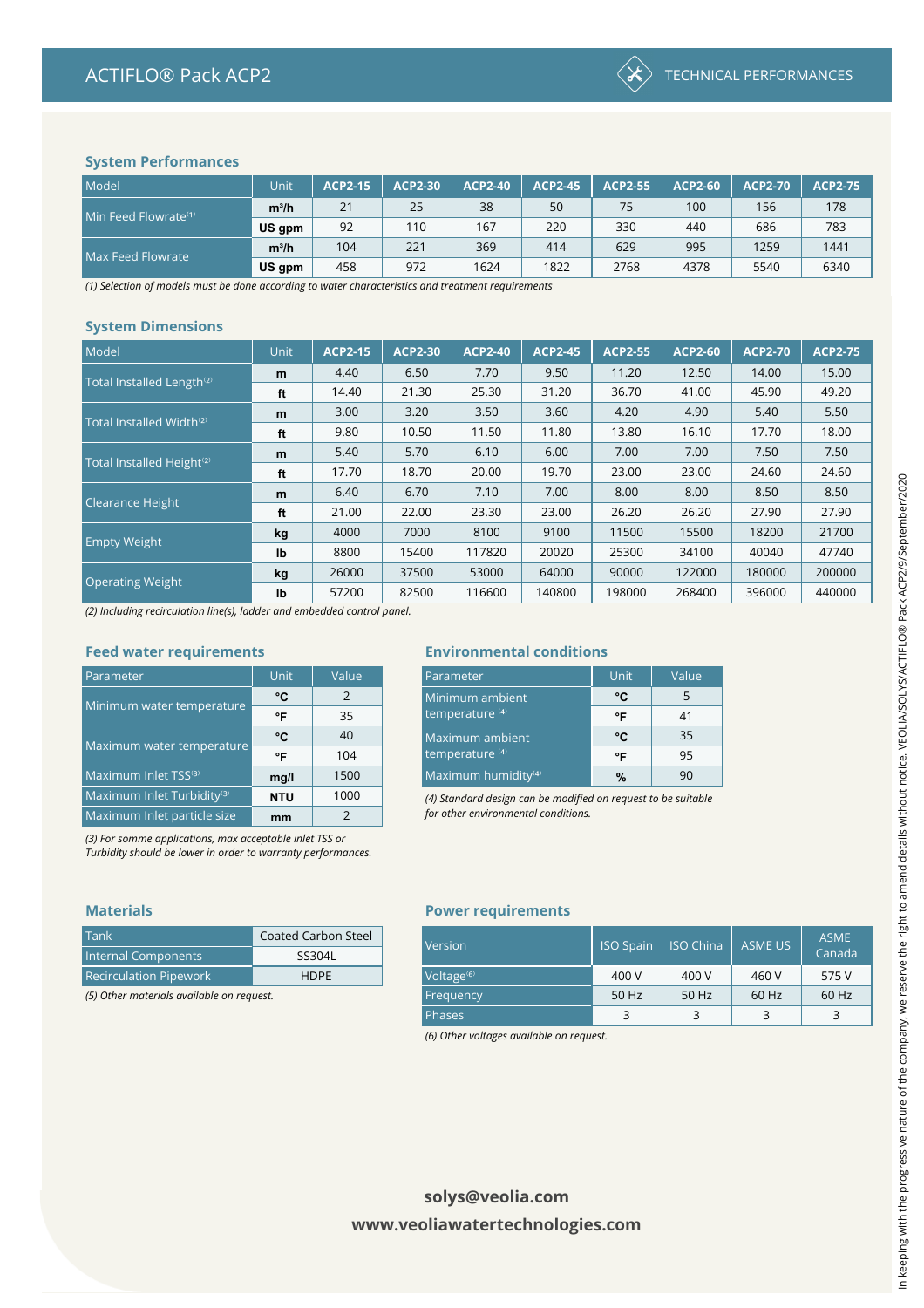# ACTIFLO® Pack ACP2

TECHNICAL PERFORMANCES

## System Performances

| Model | Unit | ACP2-15 | ACP2-30 | ACP2-40 | ACP2-45 | ACP2-55 | ACP2-60 | ACP2-70 | ACP2-75 |
|---|---|---|---|---|---|---|---|---|---|
| Min Feed Flowrate(1) | m³/h | 21 | 25 | 38 | 50 | 75 | 100 | 156 | 178 |
| | US gpm | 92 | 110 | 167 | 220 | 330 | 440 | 686 | 783 |
| Max Feed Flowrate | m³/h | 104 | 221 | 369 | 414 | 629 | 995 | 1259 | 1441 |
| | US gpm | 458 | 972 | 1624 | 1822 | 2768 | 4378 | 5540 | 6340 |

*(1) Selection of models must be done according to water characteristics and treatment requirements*

## System Dimensions

| Model | Unit | ACP2-15 | ACP2-30 | ACP2-40 | ACP2-45 | ACP2-55 | ACP2-60 | ACP2-70 | ACP2-75 |
|---|---|---|---|---|---|---|---|---|---|
| Total Installed Length(2) | m | 4.40 | 6.50 | 7.70 | 9.50 | 11.20 | 12.50 | 14.00 | 15.00 |
| | ft | 14.40 | 21.30 | 25.30 | 31.20 | 36.70 | 41.00 | 45.90 | 49.20 |
| Total Installed Width(2) | m | 3.00 | 3.20 | 3.50 | 3.60 | 4.20 | 4.90 | 5.40 | 5.50 |
| | ft | 9.80 | 10.50 | 11.50 | 11.80 | 13.80 | 16.10 | 17.70 | 18.00 |
| Total Installed Height(2) | m | 5.40 | 5.70 | 6.10 | 6.00 | 7.00 | 7.00 | 7.50 | 7.50 |
| | ft | 17.70 | 18.70 | 20.00 | 19.70 | 23.00 | 23.00 | 24.60 | 24.60 |
| Clearance Height | m | 6.40 | 6.70 | 7.10 | 7.00 | 8.00 | 8.00 | 8.50 | 8.50 |
| | ft | 21.00 | 22.00 | 23.30 | 23.00 | 26.20 | 26.20 | 27.90 | 27.90 |
| Empty Weight | kg | 4000 | 7000 | 8100 | 9100 | 11500 | 15500 | 18200 | 21700 |
| | lb | 8800 | 15400 | 117820 | 20020 | 25300 | 34100 | 40040 | 47740 |
| Operating Weight | kg | 26000 | 37500 | 53000 | 64000 | 90000 | 122000 | 180000 | 200000 |
| | lb | 57200 | 82500 | 116600 | 140800 | 198000 | 268400 | 396000 | 440000 |

*(2) Including recirculation line(s), ladder and embedded control panel.*

## Feed water requirements

| Parameter | Unit | Value |
|---|---|---|
| Minimum water temperature | °C | 2 |
| | °F | 35 |
| Maximum water temperature | °C | 40 |
| | °F | 104 |
| Maximum Inlet TSS(3) | mg/l | 1500 |
| Maximum Inlet Turbidity(3) | NTU | 1000 |
| Maximum Inlet particle size | mm | 2 |

*(3) For somme applications, max acceptable inlet TSS or Turbidity should be lower in order to warranty performances.*

## Environmental conditions

| Parameter | Unit | Value |
|---|---|---|
| Minimum ambient temperature (4) | °C | 5 |
| | °F | 41 |
| Maximum ambient temperature (4) | °C | 35 |
| | °F | 95 |
| Maximum humidity(4) | % | 90 |

*(4) Standard design can be modified on request to be suitable for other environmental conditions.*

## Materials

| | |
|---|---|
| Tank | Coated Carbon Steel |
| Internal Components | SS304L |
| Recirculation Pipework | HDPE |

*(5) Other materials available on request.*

## Power requirements

| Version | ISO Spain | ISO China | ASME US | ASME Canada |
|---|---|---|---|---|
| Voltage(6) | 400 V | 400 V | 460 V | 575 V |
| Frequency | 50 Hz | 50 Hz | 60 Hz | 60 Hz |
| Phases | 3 | 3 | 3 | 3 |

*(6) Other voltages available on request.*

**solys@veolia.com**

**www.veoliawatertechnologies.com**

In keeping with the progressive nature of the company, we reserve the right to amend details without notice. VEOLIA/SOLYS/ACTIFLO® Pack ACP2/9/September/2020